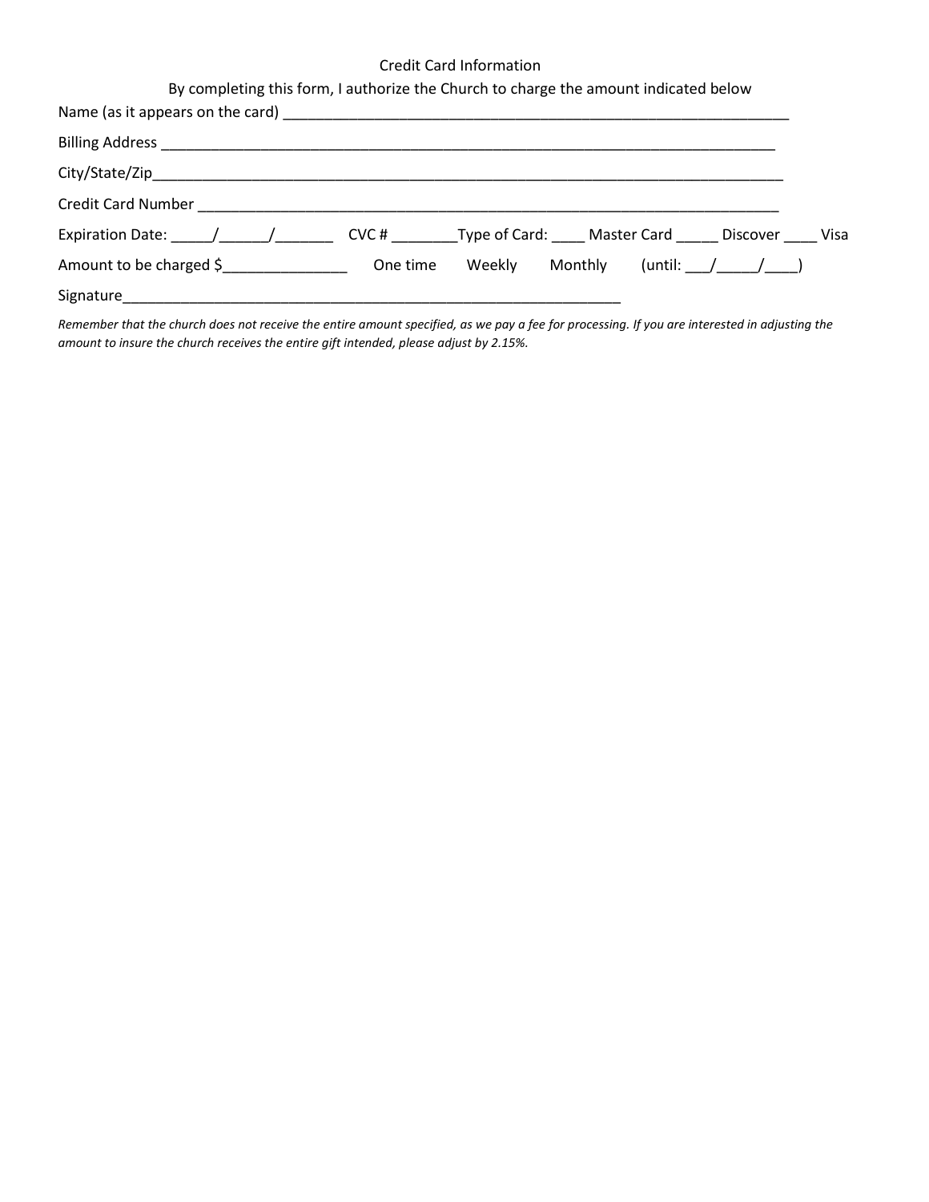Credit Card Information

By completing this form, I authorize the Church to charge the amount indicated below

Name (as it appears on the card) ______________________________________________________________

Billing Address ____________________________________________________________________________

City/State/Zip______________________________________________________________________________

Credit Card Number _________________________________________________________________________

Expiration Date: _____/______/_______ CVC # ________Type of Card: ____ Master Card _____ Discover ____ Visa

Amount to be charged $_______________ One time Weekly Monthly (until: ___/_____/____)

Signature______________________________________________________________

*Remember that the church does not receive the entire amount specified, as we pay a fee for processing. If you are interested in adjusting the amount to insure the church receives the entire gift intended, please adjust by 2.15%.*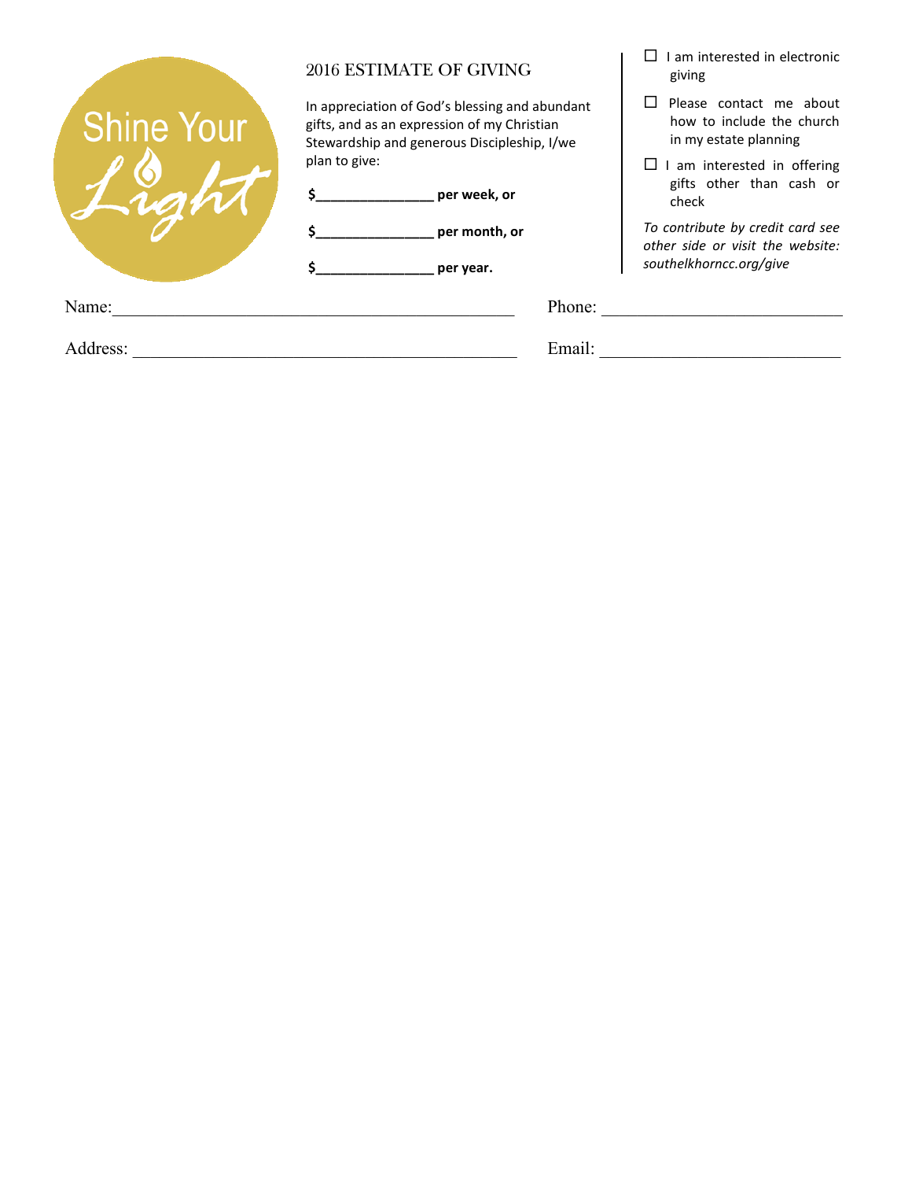Shine Your Light

## 2016 ESTIMATE OF GIVING

In appreciation of God's blessing and abundant gifts, and as an expression of my Christian Stewardship and generous Discipleship, I/we plan to give:

**$_______________ per week, or**

**$_______________ per month, or**

**$_______________ per year.**

☐ I am interested in electronic giving

☐ Please contact me about how to include the church in my estate planning

☐ I am interested in offering gifts other than cash or check

*To contribute by credit card see other side or visit the website: southelkhorncc.org/give*

Name:_______________________________________________ Phone: ____________________________

Address: _____________________________________________ Email: ____________________________